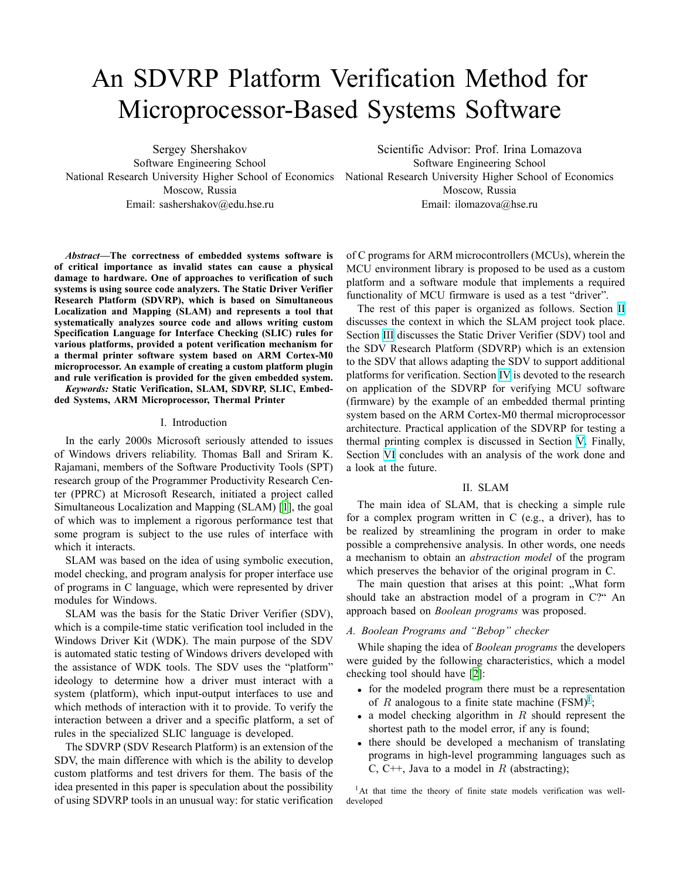# An SDVRP Platform Verification Method for Microprocessor-Based Systems Software

Sergey Shershakov
Software Engineering School
National Research University Higher School of Economics
Moscow, Russia
Email: sashershakov@edu.hse.ru

Scientific Advisor: Prof. Irina Lomazova
Software Engineering School
National Research University Higher School of Economics
Moscow, Russia
Email: ilomazova@hse.ru

***Abstract*—The correctness of embedded systems software is of critical importance as invalid states can cause a physical damage to hardware. One of approaches to verification of such systems is using source code analyzers. The Static Driver Verifier Research Platform (SDVRP), which is based on Simultaneous Localization and Mapping (SLAM) and represents a tool that systematically analyzes source code and allows writing custom Specification Language for Interface Checking (SLIC) rules for various platforms, provided a potent verification mechanism for a thermal printer software system based on ARM Cortex-M0 microprocessor. An example of creating a custom platform plugin and rule verification is provided for the given embedded system.**

***Keywords:*** **Static Verification, SLAM, SDVRP, SLIC, Embedded Systems, ARM Microprocessor, Thermal Printer**

## I. Introduction

In the early 2000s Microsoft seriously attended to issues of Windows drivers reliability. Thomas Ball and Sriram K. Rajamani, members of the Software Productivity Tools (SPT) research group of the Programmer Productivity Research Center (PPRC) at Microsoft Research, initiated a project called Simultaneous Localization and Mapping (SLAM) [1], the goal of which was to implement a rigorous performance test that some program is subject to the use rules of interface with which it interacts.

SLAM was based on the idea of using symbolic execution, model checking, and program analysis for proper interface use of programs in C language, which were represented by driver modules for Windows.

SLAM was the basis for the Static Driver Verifier (SDV), which is a compile-time static verification tool included in the Windows Driver Kit (WDK). The main purpose of the SDV is automated static testing of Windows drivers developed with the assistance of WDK tools. The SDV uses the "platform" ideology to determine how a driver must interact with a system (platform), which input-output interfaces to use and which methods of interaction with it to provide. To verify the interaction between a driver and a specific platform, a set of rules in the specialized SLIC language is developed.

The SDVRP (SDV Research Platform) is an extension of the SDV, the main difference with which is the ability to develop custom platforms and test drivers for them. The basis of the idea presented in this paper is speculation about the possibility of using SDVRP tools in an unusual way: for static verification of C programs for ARM microcontrollers (MCUs), wherein the MCU environment library is proposed to be used as a custom platform and a software module that implements a required functionality of MCU firmware is used as a test "driver".

The rest of this paper is organized as follows. Section II discusses the context in which the SLAM project took place. Section III discusses the Static Driver Verifier (SDV) tool and the SDV Research Platform (SDVRP) which is an extension to the SDV that allows adapting the SDV to support additional platforms for verification. Section IV is devoted to the research on application of the SDVRP for verifying MCU software (firmware) by the example of an embedded thermal printing system based on the ARM Cortex-M0 thermal microprocessor architecture. Practical application of the SDVRP for testing a thermal printing complex is discussed in Section V. Finally, Section VI concludes with an analysis of the work done and a look at the future.

## II. SLAM

The main idea of SLAM, that is checking a simple rule for a complex program written in C (e.g., a driver), has to be realized by streamlining the program in order to make possible a comprehensive analysis. In other words, one needs a mechanism to obtain an *abstraction model* of the program which preserves the behavior of the original program in C.

The main question that arises at this point: „What form should take an abstraction model of a program in C?" An approach based on *Boolean programs* was proposed.

### A. Boolean Programs and "Bebop" checker

While shaping the idea of *Boolean programs* the developers were guided by the following characteristics, which a model checking tool should have [2]:

- for the modeled program there must be a representation of $R$ analogous to a finite state machine (FSM)[1];
- a model checking algorithm in $R$ should represent the shortest path to the model error, if any is found;
- there should be developed a mechanism of translating programs in high-level programming languages such as C, C++, Java to a model in $R$ (abstracting);

[1] At that time the theory of finite state models verification was well-developed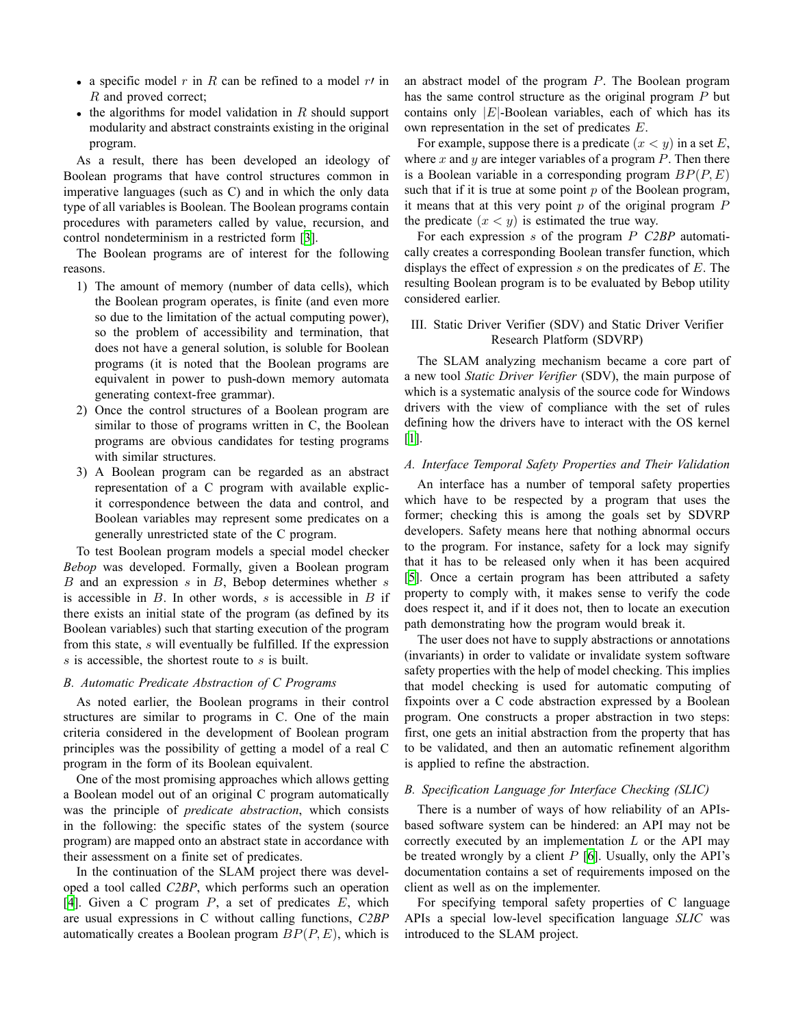- a specific model $r$ in $R$ can be refined to a model $r\prime$ in $R$ and proved correct;
- the algorithms for model validation in $R$ should support modularity and abstract constraints existing in the original program.

As a result, there has been developed an ideology of Boolean programs that have control structures common in imperative languages (such as C) and in which the only data type of all variables is Boolean. The Boolean programs contain procedures with parameters called by value, recursion, and control nondeterminism in a restricted form [3].

The Boolean programs are of interest for the following reasons.

1) The amount of memory (number of data cells), which the Boolean program operates, is finite (and even more so due to the limitation of the actual computing power), so the problem of accessibility and termination, that does not have a general solution, is soluble for Boolean programs (it is noted that the Boolean programs are equivalent in power to push-down memory automata generating context-free grammar).
2) Once the control structures of a Boolean program are similar to those of programs written in C, the Boolean programs are obvious candidates for testing programs with similar structures.
3) A Boolean program can be regarded as an abstract representation of a C program with available explicit correspondence between the data and control, and Boolean variables may represent some predicates on a generally unrestricted state of the C program.

To test Boolean program models a special model checker *Bebop* was developed. Formally, given a Boolean program $B$ and an expression $s$ in $B$, Bebop determines whether $s$ is accessible in $B$. In other words, $s$ is accessible in $B$ if there exists an initial state of the program (as defined by its Boolean variables) such that starting execution of the program from this state, $s$ will eventually be fulfilled. If the expression $s$ is accessible, the shortest route to $s$ is built.

### B. Automatic Predicate Abstraction of C Programs

As noted earlier, the Boolean programs in their control structures are similar to programs in C. One of the main criteria considered in the development of Boolean program principles was the possibility of getting a model of a real C program in the form of its Boolean equivalent.

One of the most promising approaches which allows getting a Boolean model out of an original C program automatically was the principle of *predicate abstraction*, which consists in the following: the specific states of the system (source program) are mapped onto an abstract state in accordance with their assessment on a finite set of predicates.

In the continuation of the SLAM project there was developed a tool called *C2BP*, which performs such an operation [4]. Given a C program $P$, a set of predicates $E$, which are usual expressions in C without calling functions, *C2BP* automatically creates a Boolean program $BP(P, E)$, which is an abstract model of the program $P$. The Boolean program has the same control structure as the original program $P$ but contains only $|E|$-Boolean variables, each of which has its own representation in the set of predicates $E$.

For example, suppose there is a predicate $(x < y)$ in a set $E$, where $x$ and $y$ are integer variables of a program $P$. Then there is a Boolean variable in a corresponding program $BP(P, E)$ such that if it is true at some point $p$ of the Boolean program, it means that at this very point $p$ of the original program $P$ the predicate $(x < y)$ is estimated the true way.

For each expression $s$ of the program $P$ *C2BP* automatically creates a corresponding Boolean transfer function, which displays the effect of expression $s$ on the predicates of $E$. The resulting Boolean program is to be evaluated by Bebop utility considered earlier.

## III. Static Driver Verifier (SDV) and Static Driver Verifier Research Platform (SDVRP)

The SLAM analyzing mechanism became a core part of a new tool *Static Driver Verifier* (SDV), the main purpose of which is a systematic analysis of the source code for Windows drivers with the view of compliance with the set of rules defining how the drivers have to interact with the OS kernel [1].

### A. Interface Temporal Safety Properties and Their Validation

An interface has a number of temporal safety properties which have to be respected by a program that uses the former; checking this is among the goals set by SDVRP developers. Safety means here that nothing abnormal occurs to the program. For instance, safety for a lock may signify that it has to be released only when it has been acquired [5]. Once a certain program has been attributed a safety property to comply with, it makes sense to verify the code does respect it, and if it does not, then to locate an execution path demonstrating how the program would break it.

The user does not have to supply abstractions or annotations (invariants) in order to validate or invalidate system software safety properties with the help of model checking. This implies that model checking is used for automatic computing of fixpoints over a C code abstraction expressed by a Boolean program. One constructs a proper abstraction in two steps: first, one gets an initial abstraction from the property that has to be validated, and then an automatic refinement algorithm is applied to refine the abstraction.

### B. Specification Language for Interface Checking (SLIC)

There is a number of ways of how reliability of an APIs-based software system can be hindered: an API may not be correctly executed by an implementation $L$ or the API may be treated wrongly by a client $P$ [6]. Usually, only the API's documentation contains a set of requirements imposed on the client as well as on the implementer.

For specifying temporal safety properties of C language APIs a special low-level specification language *SLIC* was introduced to the SLAM project.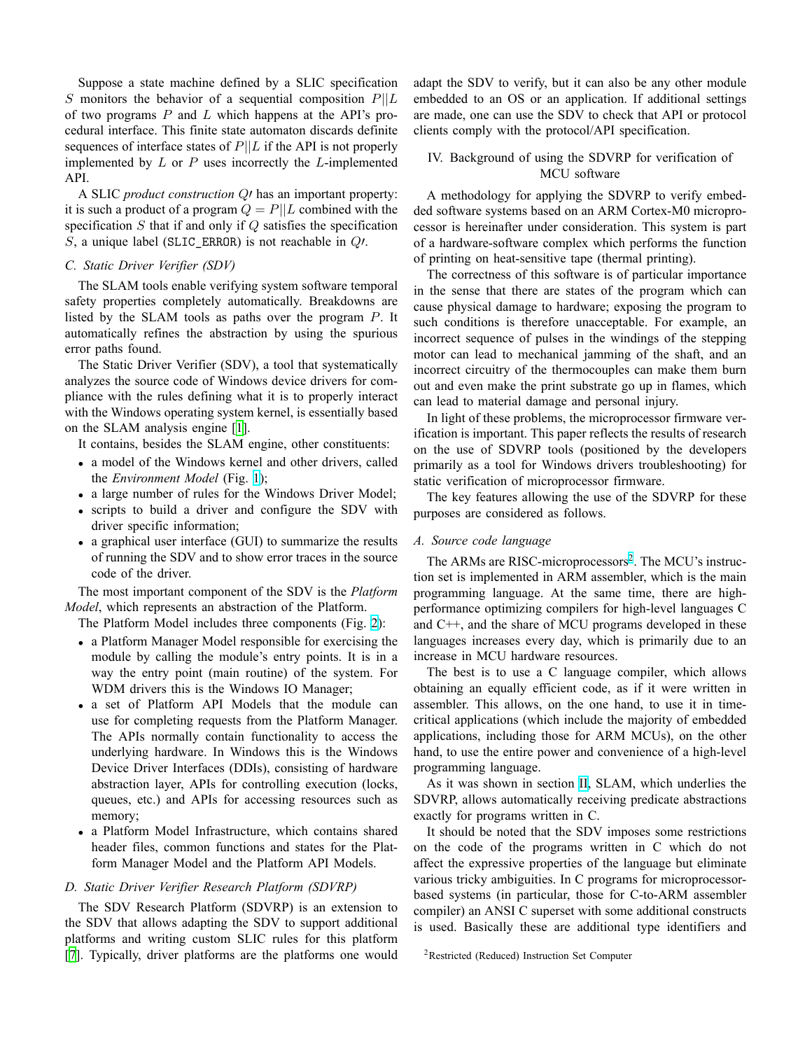Suppose a state machine defined by a SLIC specification $S$ monitors the behavior of a sequential composition $P||L$ of two programs $P$ and $L$ which happens at the API's procedural interface. This finite state automaton discards definite sequences of interface states of $P||L$ if the API is not properly implemented by $L$ or $P$ uses incorrectly the $L$-implemented API.

A SLIC *product construction* $Q\prime$ has an important property: it is such a product of a program $Q = P||L$ combined with the specification $S$ that if and only if $Q$ satisfies the specification $S$, a unique label (SLIC_ERROR) is not reachable in $Q\prime$.

### C. Static Driver Verifier (SDV)

The SLAM tools enable verifying system software temporal safety properties completely automatically. Breakdowns are listed by the SLAM tools as paths over the program $P$. It automatically refines the abstraction by using the spurious error paths found.

The Static Driver Verifier (SDV), a tool that systematically analyzes the source code of Windows device drivers for compliance with the rules defining what it is to properly interact with the Windows operating system kernel, is essentially based on the SLAM analysis engine [1].

It contains, besides the SLAM engine, other constituents:

- a model of the Windows kernel and other drivers, called the *Environment Model* (Fig. 1);
- a large number of rules for the Windows Driver Model;
- scripts to build a driver and configure the SDV with driver specific information;
- a graphical user interface (GUI) to summarize the results of running the SDV and to show error traces in the source code of the driver.

The most important component of the SDV is the *Platform Model*, which represents an abstraction of the Platform.

The Platform Model includes three components (Fig. 2):

- a Platform Manager Model responsible for exercising the module by calling the module's entry points. It is in a way the entry point (main routine) of the system. For WDM drivers this is the Windows IO Manager;
- a set of Platform API Models that the module can use for completing requests from the Platform Manager. The APIs normally contain functionality to access the underlying hardware. In Windows this is the Windows Device Driver Interfaces (DDIs), consisting of hardware abstraction layer, APIs for controlling execution (locks, queues, etc.) and APIs for accessing resources such as memory;
- a Platform Model Infrastructure, which contains shared header files, common functions and states for the Platform Manager Model and the Platform API Models.

### D. Static Driver Verifier Research Platform (SDVRP)

The SDV Research Platform (SDVRP) is an extension to the SDV that allows adapting the SDV to support additional platforms and writing custom SLIC rules for this platform [7]. Typically, driver platforms are the platforms one would adapt the SDV to verify, but it can also be any other module embedded to an OS or an application. If additional settings are made, one can use the SDV to check that API or protocol clients comply with the protocol/API specification.

## IV. Background of using the SDVRP for verification of MCU software

A methodology for applying the SDVRP to verify embedded software systems based on an ARM Cortex-M0 microprocessor is hereinafter under consideration. This system is part of a hardware-software complex which performs the function of printing on heat-sensitive tape (thermal printing).

The correctness of this software is of particular importance in the sense that there are states of the program which can cause physical damage to hardware; exposing the program to such conditions is therefore unacceptable. For example, an incorrect sequence of pulses in the windings of the stepping motor can lead to mechanical jamming of the shaft, and an incorrect circuitry of the thermocouples can make them burn out and even make the print substrate go up in flames, which can lead to material damage and personal injury.

In light of these problems, the microprocessor firmware verification is important. This paper reflects the results of research on the use of SDVRP tools (positioned by the developers primarily as a tool for Windows drivers troubleshooting) for static verification of microprocessor firmware.

The key features allowing the use of the SDVRP for these purposes are considered as follows.

### A. Source code language

The ARMs are RISC-microprocessors[2]. The MCU's instruction set is implemented in ARM assembler, which is the main programming language. At the same time, there are high-performance optimizing compilers for high-level languages C and C++, and the share of MCU programs developed in these languages increases every day, which is primarily due to an increase in MCU hardware resources.

The best is to use a C language compiler, which allows obtaining an equally efficient code, as if it were written in assembler. This allows, on the one hand, to use it in time-critical applications (which include the majority of embedded applications, including those for ARM MCUs), on the other hand, to use the entire power and convenience of a high-level programming language.

As it was shown in section II, SLAM, which underlies the SDVRP, allows automatically receiving predicate abstractions exactly for programs written in C.

It should be noted that the SDV imposes some restrictions on the code of the programs written in C which do not affect the expressive properties of the language but eliminate various tricky ambiguities. In C programs for microprocessor-based systems (in particular, those for C-to-ARM assembler compiler) an ANSI C superset with some additional constructs is used. Basically these are additional type identifiers and

[2] Restricted (Reduced) Instruction Set Computer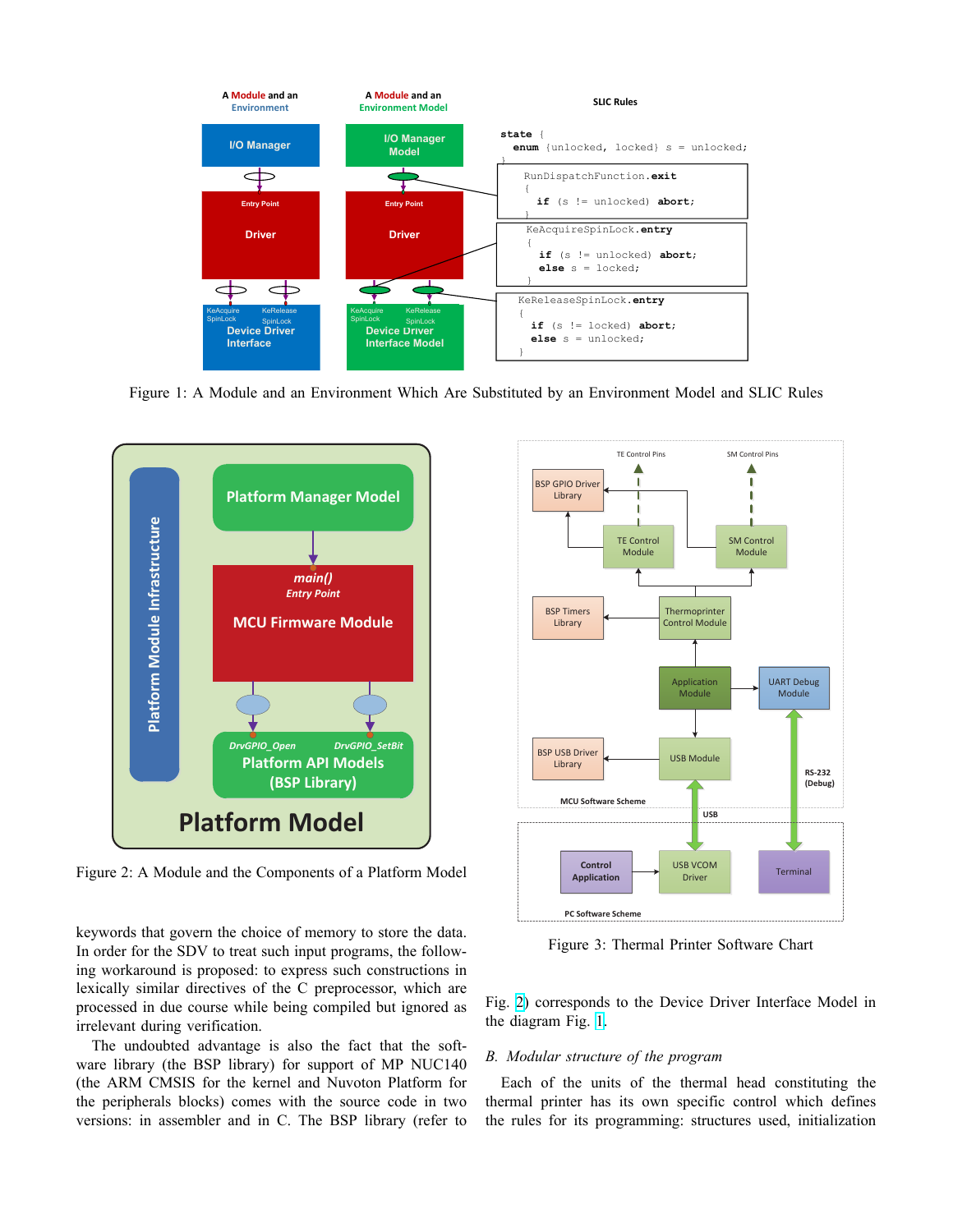Figure 1: A Module and an Environment Which Are Substituted by an Environment Model and SLIC Rules

Figure 2: A Module and the Components of a Platform Model

Figure 3: Thermal Printer Software Chart

keywords that govern the choice of memory to store the data. In order for the SDV to treat such input programs, the following workaround is proposed: to express such constructions in lexically similar directives of the C preprocessor, which are processed in due course while being compiled but ignored as irrelevant during verification.

The undoubted advantage is also the fact that the software library (the BSP library) for support of MP NUC140 (the ARM CMSIS for the kernel and Nuvoton Platform for the peripherals blocks) comes with the source code in two versions: in assembler and in C. The BSP library (refer to Fig. 2) corresponds to the Device Driver Interface Model in the diagram Fig. 1.

### *B. Modular structure of the program*

Each of the units of the thermal head constituting the thermal printer has its own specific control which defines the rules for its programming: structures used, initialization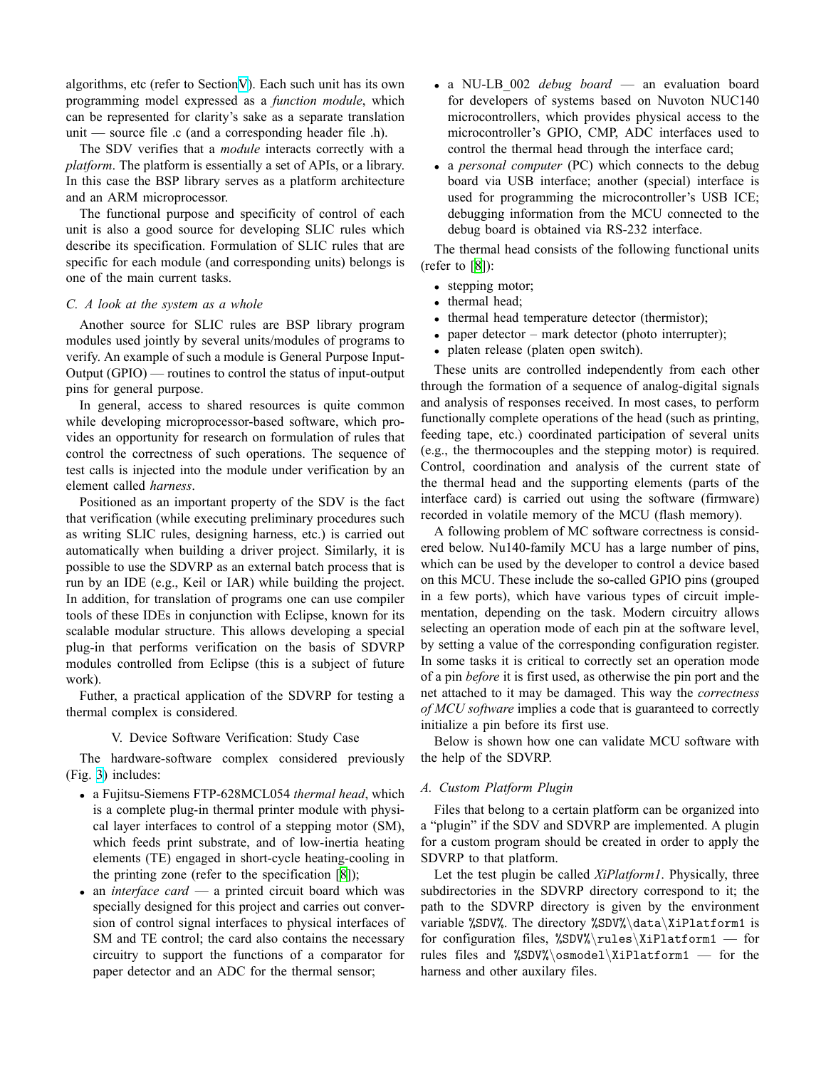algorithms, etc (refer to Section V). Each such unit has its own programming model expressed as a *function module*, which can be represented for clarity's sake as a separate translation unit — source file .c (and a corresponding header file .h).

The SDV verifies that a *module* interacts correctly with a *platform*. The platform is essentially a set of APIs, or a library. In this case the BSP library serves as a platform architecture and an ARM microprocessor.

The functional purpose and specificity of control of each unit is also a good source for developing SLIC rules which describe its specification. Formulation of SLIC rules that are specific for each module (and corresponding units) belongs is one of the main current tasks.

### C. A look at the system as a whole

Another source for SLIC rules are BSP library program modules used jointly by several units/modules of programs to verify. An example of such a module is General Purpose Input-Output (GPIO) — routines to control the status of input-output pins for general purpose.

In general, access to shared resources is quite common while developing microprocessor-based software, which provides an opportunity for research on formulation of rules that control the correctness of such operations. The sequence of test calls is injected into the module under verification by an element called *harness*.

Positioned as an important property of the SDV is the fact that verification (while executing preliminary procedures such as writing SLIC rules, designing harness, etc.) is carried out automatically when building a driver project. Similarly, it is possible to use the SDVRP as an external batch process that is run by an IDE (e.g., Keil or IAR) while building the project. In addition, for translation of programs one can use compiler tools of these IDEs in conjunction with Eclipse, known for its scalable modular structure. This allows developing a special plug-in that performs verification on the basis of SDVRP modules controlled from Eclipse (this is a subject of future work).

Futher, a practical application of the SDVRP for testing a thermal complex is considered.

## V. Device Software Verification: Study Case

The hardware-software complex considered previously (Fig. 3) includes:

- a Fujitsu-Siemens FTP-628MCL054 *thermal head*, which is a complete plug-in thermal printer module with physical layer interfaces to control of a stepping motor (SM), which feeds print substrate, and of low-inertia heating elements (TE) engaged in short-cycle heating-cooling in the printing zone (refer to the specification [8]);
- an *interface card* — a printed circuit board which was specially designed for this project and carries out conversion of control signal interfaces to physical interfaces of SM and TE control; the card also contains the necessary circuitry to support the functions of a comparator for paper detector and an ADC for the thermal sensor;
- a NU-LB_002 *debug board* — an evaluation board for developers of systems based on Nuvoton NUC140 microcontrollers, which provides physical access to the microcontroller's GPIO, CMP, ADC interfaces used to control the thermal head through the interface card;
- a *personal computer* (PC) which connects to the debug board via USB interface; another (special) interface is used for programming the microcontroller's USB ICE; debugging information from the MCU connected to the debug board is obtained via RS-232 interface.

The thermal head consists of the following functional units (refer to [8]):

- stepping motor;
- thermal head;
- thermal head temperature detector (thermistor);
- paper detector – mark detector (photo interrupter);
- platen release (platen open switch).

These units are controlled independently from each other through the formation of a sequence of analog-digital signals and analysis of responses received. In most cases, to perform functionally complete operations of the head (such as printing, feeding tape, etc.) coordinated participation of several units (e.g., the thermocouples and the stepping motor) is required. Control, coordination and analysis of the current state of the thermal head and the supporting elements (parts of the interface card) is carried out using the software (firmware) recorded in volatile memory of the MCU (flash memory).

A following problem of MC software correctness is considered below. Nu140-family MCU has a large number of pins, which can be used by the developer to control a device based on this MCU. These include the so-called GPIO pins (grouped in a few ports), which have various types of circuit implementation, depending on the task. Modern circuitry allows selecting an operation mode of each pin at the software level, by setting a value of the corresponding configuration register. In some tasks it is critical to correctly set an operation mode of a pin *before* it is first used, as otherwise the pin port and the net attached to it may be damaged. This way the *correctness of MCU software* implies a code that is guaranteed to correctly initialize a pin before its first use.

Below is shown how one can validate MCU software with the help of the SDVRP.

### A. Custom Platform Plugin

Files that belong to a certain platform can be organized into a "plugin" if the SDV and SDVRP are implemented. A plugin for a custom program should be created in order to apply the SDVRP to that platform.

Let the test plugin be called *XiPlatform1*. Physically, three subdirectories in the SDVRP directory correspond to it; the path to the SDVRP directory is given by the environment variable `%SDV%`. The directory `%SDV%\data\XiPlatform1` is for configuration files, `%SDV%\rules\XiPlatform1` — for rules files and `%SDV%\osmodel\XiPlatform1` — for the harness and other auxilary files.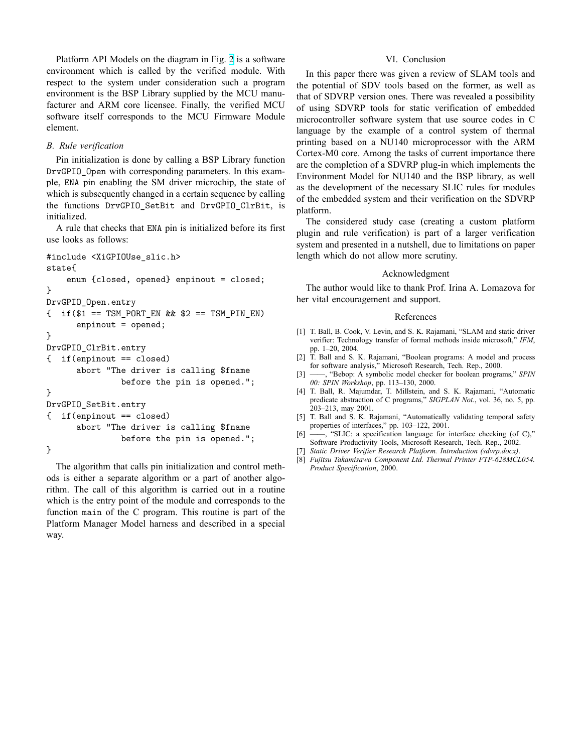Platform API Models on the diagram in Fig. 2 is a software environment which is called by the verified module. With respect to the system under consideration such a program environment is the BSP Library supplied by the MCU manufacturer and ARM core licensee. Finally, the verified MCU software itself corresponds to the MCU Firmware Module element.

### B. Rule verification

Pin initialization is done by calling a BSP Library function `DrvGPIO_Open` with corresponding parameters. In this example, `ENA` pin enabling the SM driver microchip, the state of which is subsequently changed in a certain sequence by calling the functions `DrvGPIO_SetBit` and `DrvGPIO_ClrBit`, is initialized.

A rule that checks that `ENA` pin is initialized before its first use looks as follows:

```
#include <XiGPIOUse_slic.h>
state{
    enum {closed, opened} enpinout = closed;
}
DrvGPIO_Open.entry
{  if($1 == TSM_PORT_EN && $2 == TSM_PIN_EN)
      enpinout = opened;
}
DrvGPIO_ClrBit.entry
{  if(enpinout == closed)
      abort "The driver is calling $fname
             before the pin is opened.";
}
DrvGPIO_SetBit.entry
{  if(enpinout == closed)
      abort "The driver is calling $fname
             before the pin is opened.";
}
```

The algorithm that calls pin initialization and control methods is either a separate algorithm or a part of another algorithm. The call of this algorithm is carried out in a routine which is the entry point of the module and corresponds to the function `main` of the C program. This routine is part of the Platform Manager Model harness and described in a special way.

## VI. Conclusion

In this paper there was given a review of SLAM tools and the potential of SDV tools based on the former, as well as that of SDVRP version ones. There was revealed a possibility of using SDVRP tools for static verification of embedded microcontroller software system that use source codes in C language by the example of a control system of thermal printing based on a NU140 microprocessor with the ARM Cortex-M0 core. Among the tasks of current importance there are the completion of a SDVRP plug-in which implements the Environment Model for NU140 and the BSP library, as well as the development of the necessary SLIC rules for modules of the embedded system and their verification on the SDVRP platform.

The considered study case (creating a custom platform plugin and rule verification) is part of a larger verification system and presented in a nutshell, due to limitations on paper length which do not allow more scrutiny.

## Acknowledgment

The author would like to thank Prof. Irina A. Lomazova for her vital encouragement and support.

## References

[1] T. Ball, B. Cook, V. Levin, and S. K. Rajamani, "SLAM and static driver verifier: Technology transfer of formal methods inside microsoft," *IFM*, pp. 1–20, 2004.

[2] T. Ball and S. K. Rajamani, "Boolean programs: A model and process for software analysis," Microsoft Research, Tech. Rep., 2000.

[3] ——, "Bebop: A symbolic model checker for boolean programs," *SPIN 00: SPIN Workshop*, pp. 113–130, 2000.

[4] T. Ball, R. Majumdar, T. Millstein, and S. K. Rajamani, "Automatic predicate abstraction of C programs," *SIGPLAN Not.*, vol. 36, no. 5, pp. 203–213, may 2001.

[5] T. Ball and S. K. Rajamani, "Automatically validating temporal safety properties of interfaces," pp. 103–122, 2001.

[6] ——, "SLIC: a specification language for interface checking (of C)," Software Productivity Tools, Microsoft Research, Tech. Rep., 2002.

[7] *Static Driver Verifier Research Platform. Introduction (sdvrp.docx)*.

[8] *Fujitsu Takamisawa Component Ltd. Thermal Printer FTP-628MCL054. Product Specification*, 2000.